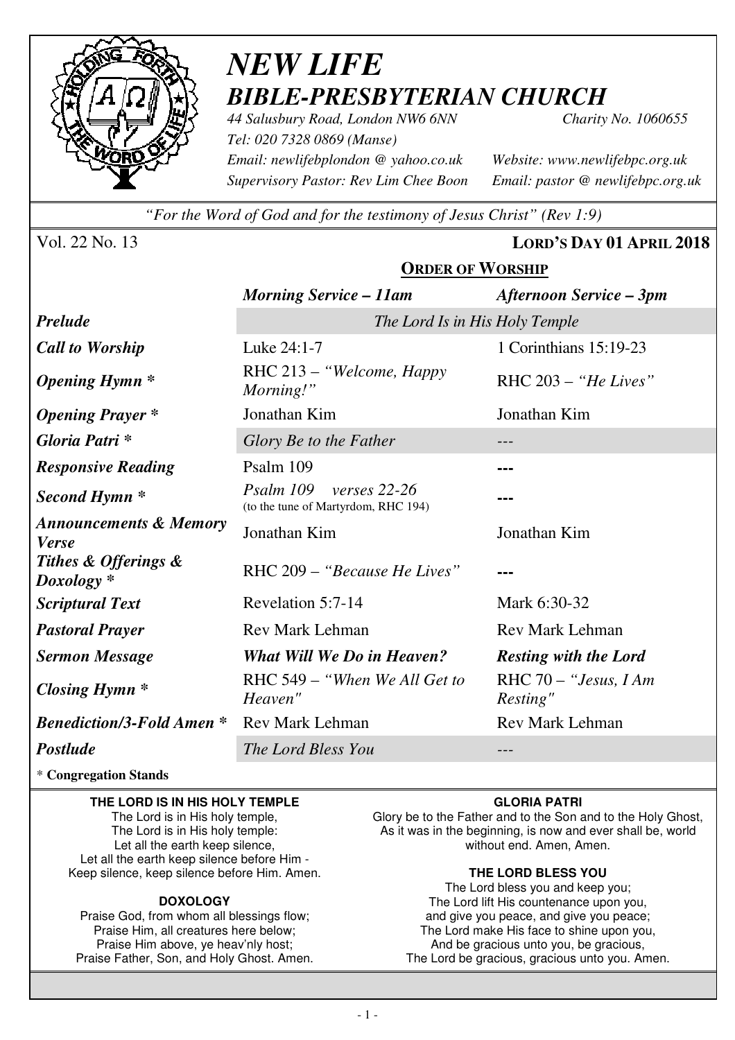# *NEW LIFE*
## *BIBLE-PRESBYTERIAN CHURCH*

*44 Salusbury Road, London NW6 6NN* *Charity No. 1060655*
*Tel: 020 7328 0869 (Manse)*
*Email: newlifebplondon @ yahoo.co.uk* *Website: www.newlifebpc.org.uk*
*Supervisory Pastor: Rev Lim Chee Boon* *Email: pastor @ newlifebpc.org.uk*

*"For the Word of God and for the testimony of Jesus Christ" (Rev 1:9)*

Vol. 22 No. 13 **LORD'S DAY 01 APRIL 2018**

### ORDER OF WORSHIP

| | *Morning Service – 11am* | *Afternoon Service – 3pm* |
|---|---|---|
| ***Prelude*** | *The Lord Is in His Holy Temple* | |
| ***Call to Worship*** | Luke 24:1-7 | 1 Corinthians 15:19-23 |
| ***Opening Hymn **** | RHC 213 – *"Welcome, Happy Morning!"* | RHC 203 – *"He Lives"* |
| ***Opening Prayer **** | Jonathan Kim | Jonathan Kim |
| ***Gloria Patri **** | *Glory Be to the Father* | --- |
| ***Responsive Reading*** | Psalm 109 | --- |
| ***Second Hymn **** | *Psalm 109 verses 22-26* (to the tune of Martyrdom, RHC 194) | --- |
| ***Announcements & Memory Verse*** | Jonathan Kim | Jonathan Kim |
| ***Tithes & Offerings & Doxology **** | RHC 209 – *"Because He Lives"* | --- |
| ***Scriptural Text*** | Revelation 5:7-14 | Mark 6:30-32 |
| ***Pastoral Prayer*** | Rev Mark Lehman | Rev Mark Lehman |
| ***Sermon Message*** | ***What Will We Do in Heaven?*** | ***Resting with the Lord*** |
| ***Closing Hymn **** | RHC 549 – *"When We All Get to Heaven"* | RHC 70 – *"Jesus, I Am Resting"* |
| ***Benediction/3-Fold Amen **** | Rev Mark Lehman | Rev Mark Lehman |
| ***Postlude*** | *The Lord Bless You* | --- |

* **Congregation Stands**

**THE LORD IS IN HIS HOLY TEMPLE**

The Lord is in His holy temple,
The Lord is in His holy temple:
Let all the earth keep silence,
Let all the earth keep silence before Him -
Keep silence, keep silence before Him. Amen.

**DOXOLOGY**

Praise God, from whom all blessings flow;
Praise Him, all creatures here below;
Praise Him above, ye heav'nly host;
Praise Father, Son, and Holy Ghost. Amen.

**GLORIA PATRI**

Glory be to the Father and to the Son and to the Holy Ghost,
As it was in the beginning, is now and ever shall be, world without end. Amen, Amen.

**THE LORD BLESS YOU**

The Lord bless you and keep you;
The Lord lift His countenance upon you,
and give you peace, and give you peace;
The Lord make His face to shine upon you,
And be gracious unto you, be gracious,
The Lord be gracious, gracious unto you. Amen.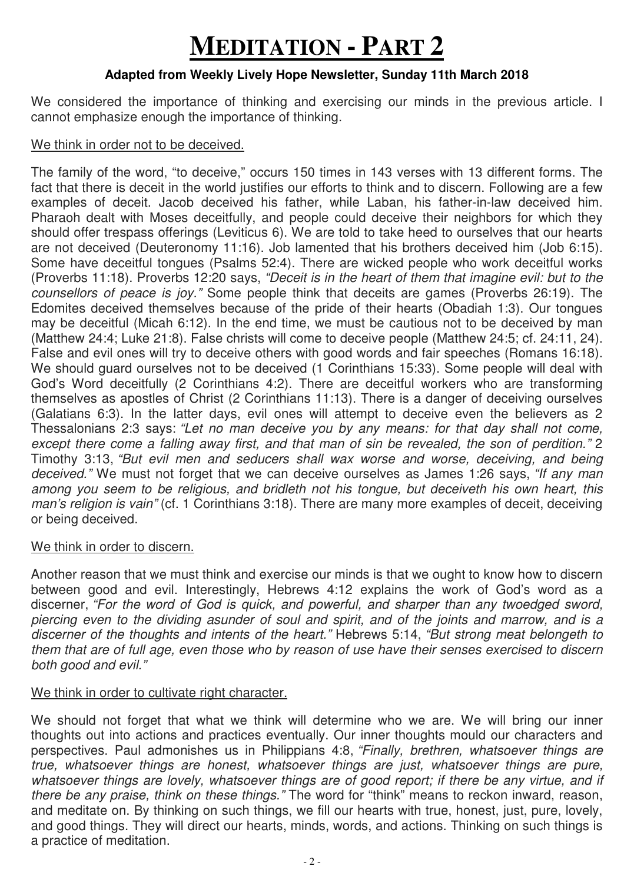# MEDITATION - PART 2

**Adapted from Weekly Lively Hope Newsletter, Sunday 11th March 2018**

We considered the importance of thinking and exercising our minds in the previous article. I cannot emphasize enough the importance of thinking.

We think in order not to be deceived.

The family of the word, "to deceive," occurs 150 times in 143 verses with 13 different forms. The fact that there is deceit in the world justifies our efforts to think and to discern. Following are a few examples of deceit. Jacob deceived his father, while Laban, his father-in-law deceived him. Pharaoh dealt with Moses deceitfully, and people could deceive their neighbors for which they should offer trespass offerings (Leviticus 6). We are told to take heed to ourselves that our hearts are not deceived (Deuteronomy 11:16). Job lamented that his brothers deceived him (Job 6:15). Some have deceitful tongues (Psalms 52:4). There are wicked people who work deceitful works (Proverbs 11:18). Proverbs 12:20 says, *"Deceit is in the heart of them that imagine evil: but to the counsellors of peace is joy."* Some people think that deceits are games (Proverbs 26:19). The Edomites deceived themselves because of the pride of their hearts (Obadiah 1:3). Our tongues may be deceitful (Micah 6:12). In the end time, we must be cautious not to be deceived by man (Matthew 24:4; Luke 21:8). False christs will come to deceive people (Matthew 24:5; cf. 24:11, 24). False and evil ones will try to deceive others with good words and fair speeches (Romans 16:18). We should guard ourselves not to be deceived (1 Corinthians 15:33). Some people will deal with God's Word deceitfully (2 Corinthians 4:2). There are deceitful workers who are transforming themselves as apostles of Christ (2 Corinthians 11:13). There is a danger of deceiving ourselves (Galatians 6:3). In the latter days, evil ones will attempt to deceive even the believers as 2 Thessalonians 2:3 says: *"Let no man deceive you by any means: for that day shall not come, except there come a falling away first, and that man of sin be revealed, the son of perdition."* 2 Timothy 3:13, *"But evil men and seducers shall wax worse and worse, deceiving, and being deceived."* We must not forget that we can deceive ourselves as James 1:26 says, *"If any man among you seem to be religious, and bridleth not his tongue, but deceiveth his own heart, this man's religion is vain"* (cf. 1 Corinthians 3:18). There are many more examples of deceit, deceiving or being deceived.

We think in order to discern.

Another reason that we must think and exercise our minds is that we ought to know how to discern between good and evil. Interestingly, Hebrews 4:12 explains the work of God's word as a discerner, *"For the word of God is quick, and powerful, and sharper than any twoedged sword, piercing even to the dividing asunder of soul and spirit, and of the joints and marrow, and is a discerner of the thoughts and intents of the heart."* Hebrews 5:14, *"But strong meat belongeth to them that are of full age, even those who by reason of use have their senses exercised to discern both good and evil."*

We think in order to cultivate right character.

We should not forget that what we think will determine who we are. We will bring our inner thoughts out into actions and practices eventually. Our inner thoughts mould our characters and perspectives. Paul admonishes us in Philippians 4:8, *"Finally, brethren, whatsoever things are true, whatsoever things are honest, whatsoever things are just, whatsoever things are pure, whatsoever things are lovely, whatsoever things are of good report; if there be any virtue, and if there be any praise, think on these things."* The word for "think" means to reckon inward, reason, and meditate on. By thinking on such things, we fill our hearts with true, honest, just, pure, lovely, and good things. They will direct our hearts, minds, words, and actions. Thinking on such things is a practice of meditation.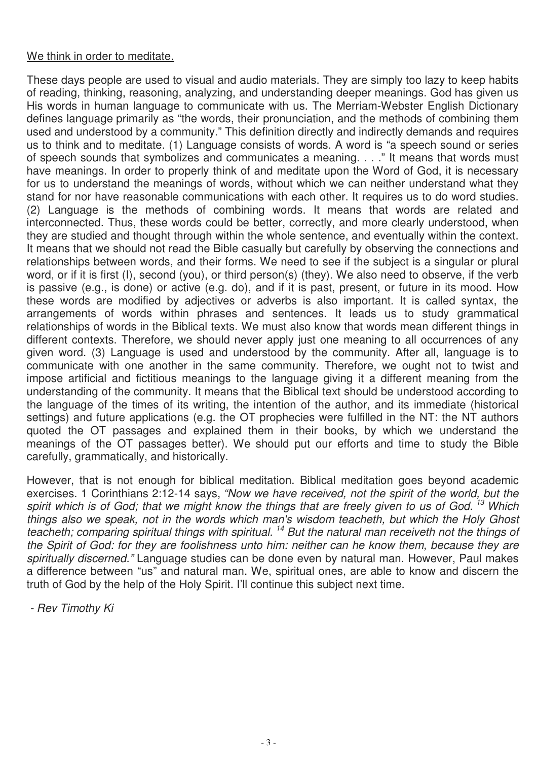<u>We think in order to meditate.</u>

These days people are used to visual and audio materials. They are simply too lazy to keep habits of reading, thinking, reasoning, analyzing, and understanding deeper meanings. God has given us His words in human language to communicate with us. The Merriam-Webster English Dictionary defines language primarily as “the words, their pronunciation, and the methods of combining them used and understood by a community.” This definition directly and indirectly demands and requires us to think and to meditate. (1) Language consists of words. A word is “a speech sound or series of speech sounds that symbolizes and communicates a meaning. . . .” It means that words must have meanings. In order to properly think of and meditate upon the Word of God, it is necessary for us to understand the meanings of words, without which we can neither understand what they stand for nor have reasonable communications with each other. It requires us to do word studies. (2) Language is the methods of combining words. It means that words are related and interconnected. Thus, these words could be better, correctly, and more clearly understood, when they are studied and thought through within the whole sentence, and eventually within the context. It means that we should not read the Bible casually but carefully by observing the connections and relationships between words, and their forms. We need to see if the subject is a singular or plural word, or if it is first (I), second (you), or third person(s) (they). We also need to observe, if the verb is passive (e.g., is done) or active (e.g. do), and if it is past, present, or future in its mood. How these words are modified by adjectives or adverbs is also important. It is called syntax, the arrangements of words within phrases and sentences. It leads us to study grammatical relationships of words in the Biblical texts. We must also know that words mean different things in different contexts. Therefore, we should never apply just one meaning to all occurrences of any given word. (3) Language is used and understood by the community. After all, language is to communicate with one another in the same community. Therefore, we ought not to twist and impose artificial and fictitious meanings to the language giving it a different meaning from the understanding of the community. It means that the Biblical text should be understood according to the language of the times of its writing, the intention of the author, and its immediate (historical settings) and future applications (e.g. the OT prophecies were fulfilled in the NT: the NT authors quoted the OT passages and explained them in their books, by which we understand the meanings of the OT passages better). We should put our efforts and time to study the Bible carefully, grammatically, and historically.

However, that is not enough for biblical meditation. Biblical meditation goes beyond academic exercises. 1 Corinthians 2:12-14 says, *“Now we have received, not the spirit of the world, but the spirit which is of God; that we might know the things that are freely given to us of God.* [13] *Which things also we speak, not in the words which man's wisdom teacheth, but which the Holy Ghost teacheth; comparing spiritual things with spiritual.* [14] *But the natural man receiveth not the things of the Spirit of God: for they are foolishness unto him: neither can he know them, because they are spiritually discerned.”* Language studies can be done even by natural man. However, Paul makes a difference between “us” and natural man. We, spiritual ones, are able to know and discern the truth of God by the help of the Holy Spirit. I’ll continue this subject next time.

*- Rev Timothy Ki*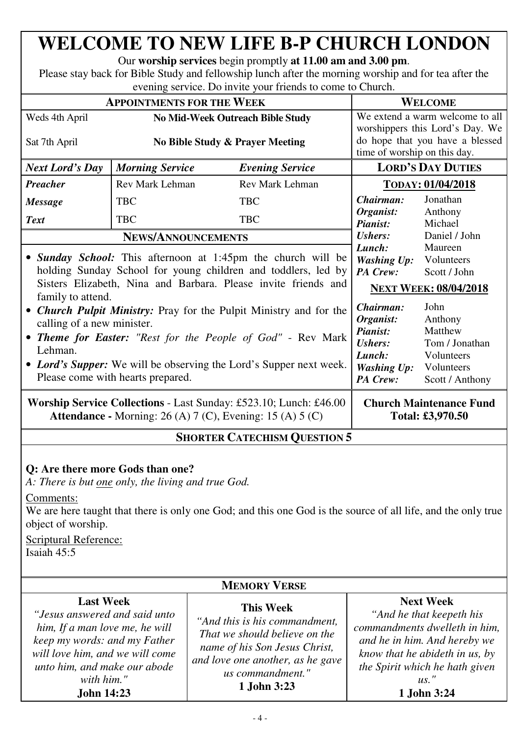# WELCOME TO NEW LIFE B-P CHURCH LONDON

Our **worship services** begin promptly **at 11.00 am and 3.00 pm**.
Please stay back for Bible Study and fellowship lunch after the morning worship and for tea after the evening service. Do invite your friends to come to Church.

## APPOINTMENTS FOR THE WEEK

| | |
|---|---|
| Weds 4th April | **No Mid-Week Outreach Bible Study** |
| Sat 7th April | **No Bible Study & Prayer Meeting** |

| *Next Lord's Day* | *Morning Service* | *Evening Service* |
|---|---|---|
| ***Preacher*** | Rev Mark Lehman | Rev Mark Lehman |
| ***Message*** | TBC | TBC |
| ***Text*** | TBC | TBC |

## NEWS/ANNOUNCEMENTS

- ***Sunday School:*** This afternoon at 1:45pm the church will be holding Sunday School for young children and toddlers, led by Sisters Elizabeth, Nina and Barbara. Please invite friends and family to attend.
- ***Church Pulpit Ministry:*** Pray for the Pulpit Ministry and for the calling of a new minister.
- ***Theme for Easter:*** *"Rest for the People of God"* - Rev Mark Lehman.
- ***Lord's Supper:*** We will be observing the Lord's Supper next week. Please come with hearts prepared.

## WELCOME

We extend a warm welcome to all worshippers this Lord's Day. We do hope that you have a blessed time of worship on this day.

## LORD'S DAY DUTIES

**TODAY: 01/04/2018**

| | |
|---|---|
| ***Chairman:*** | Jonathan |
| ***Organist:*** | Anthony |
| ***Pianist:*** | Michael |
| ***Ushers:*** | Daniel / John |
| ***Lunch:*** | Maureen |
| ***Washing Up:*** | Volunteers |
| ***PA Crew:*** | Scott / John |

**NEXT WEEK: 08/04/2018**

| | |
|---|---|
| ***Chairman:*** | John |
| ***Organist:*** | Anthony |
| ***Pianist:*** | Matthew |
| ***Ushers:*** | Tom / Jonathan |
| ***Lunch:*** | Volunteers |
| ***Washing Up:*** | Volunteers |
| ***PA Crew:*** | Scott / Anthony |

**Worship Service Collections** - Last Sunday: £523.10; Lunch: £46.00
**Attendance -** Morning: 26 (A) 7 (C), Evening: 15 (A) 5 (C)

**Church Maintenance Fund**
**Total: £3,970.50**

## SHORTER CATECHISM QUESTION 5

**Q: Are there more Gods than one?**
*A: There is but one only, the living and true God.*

Comments:
We are here taught that there is only one God; and this one God is the source of all life, and the only true object of worship.

Scriptural Reference:
Isaiah 45:5

## MEMORY VERSE

**Last Week**
*"Jesus answered and said unto him, If a man love me, he will keep my words: and my Father will love him, and we will come unto him, and make our abode with him."*
**John 14:23**

**This Week**
*"And this is his commandment, That we should believe on the name of his Son Jesus Christ, and love one another, as he gave us commandment."*
**1 John 3:23**

**Next Week**
*"And he that keepeth his commandments dwelleth in him, and he in him. And hereby we know that he abideth in us, by the Spirit which he hath given us."*
**1 John 3:24**